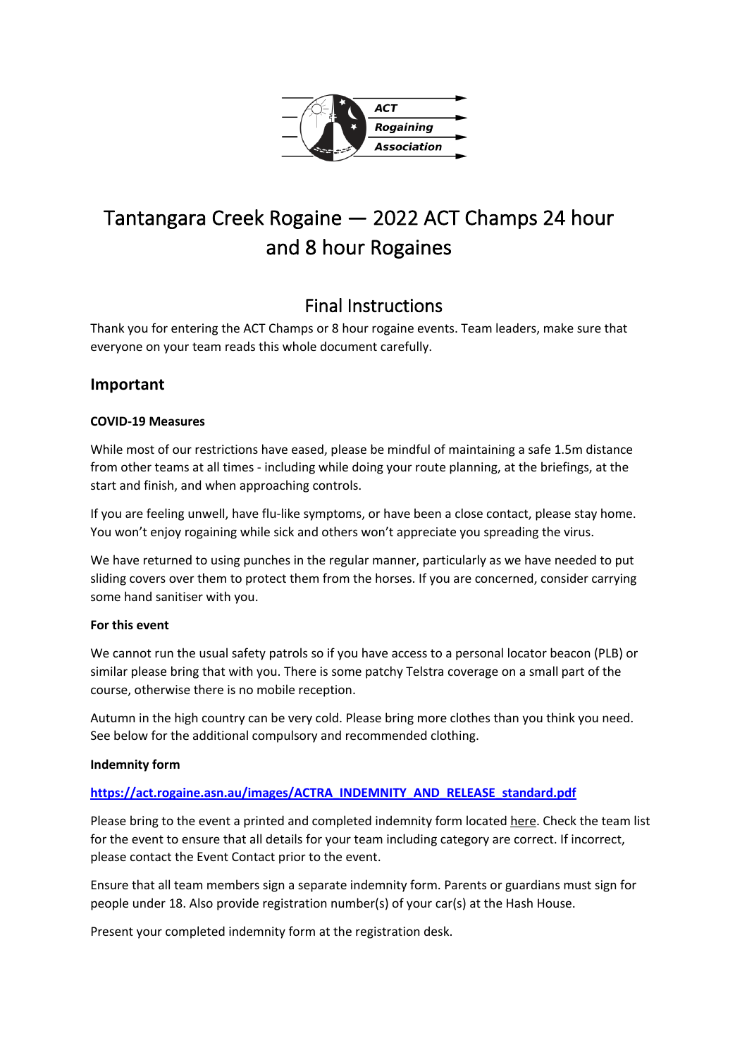ACT Rogaining Association

# Tantangara Creek Rogaine — 2022 ACT Champs 24 hour and 8 hour Rogaines

## Final Instructions

Thank you for entering the ACT Champs or 8 hour rogaine events. Team leaders, make sure that everyone on your team reads this whole document carefully.

## Important

**COVID-19 Measures**

While most of our restrictions have eased, please be mindful of maintaining a safe 1.5m distance from other teams at all times - including while doing your route planning, at the briefings, at the start and finish, and when approaching controls.

If you are feeling unwell, have flu-like symptoms, or have been a close contact, please stay home. You won't enjoy rogaining while sick and others won't appreciate you spreading the virus.

We have returned to using punches in the regular manner, particularly as we have needed to put sliding covers over them to protect them from the horses. If you are concerned, consider carrying some hand sanitiser with you.

**For this event**

We cannot run the usual safety patrols so if you have access to a personal locator beacon (PLB) or similar please bring that with you. There is some patchy Telstra coverage on a small part of the course, otherwise there is no mobile reception.

Autumn in the high country can be very cold. Please bring more clothes than you think you need. See below for the additional compulsory and recommended clothing.

**Indemnity form**

**https://act.rogaine.asn.au/images/ACTRA_INDEMNITY_AND_RELEASE_standard.pdf**

Please bring to the event a printed and completed indemnity form located here. Check the team list for the event to ensure that all details for your team including category are correct. If incorrect, please contact the Event Contact prior to the event.

Ensure that all team members sign a separate indemnity form. Parents or guardians must sign for people under 18. Also provide registration number(s) of your car(s) at the Hash House.

Present your completed indemnity form at the registration desk.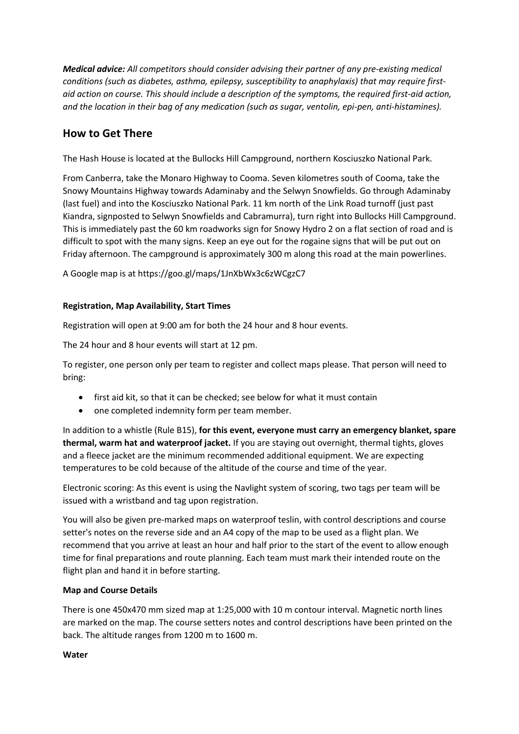***Medical advice:*** *All competitors should consider advising their partner of any pre-existing medical conditions (such as diabetes, asthma, epilepsy, susceptibility to anaphylaxis) that may require first-aid action on course. This should include a description of the symptoms, the required first-aid action, and the location in their bag of any medication (such as sugar, ventolin, epi-pen, anti-histamines).*

## How to Get There

The Hash House is located at the Bullocks Hill Campground, northern Kosciuszko National Park.

From Canberra, take the Monaro Highway to Cooma. Seven kilometres south of Cooma, take the Snowy Mountains Highway towards Adaminaby and the Selwyn Snowfields. Go through Adaminaby (last fuel) and into the Kosciuszko National Park. 11 km north of the Link Road turnoff (just past Kiandra, signposted to Selwyn Snowfields and Cabramurra), turn right into Bullocks Hill Campground. This is immediately past the 60 km roadworks sign for Snowy Hydro 2 on a flat section of road and is difficult to spot with the many signs. Keep an eye out for the rogaine signs that will be put out on Friday afternoon. The campground is approximately 300 m along this road at the main powerlines.

A Google map is at https://goo.gl/maps/1JnXbWx3c6zWCgzC7

**Registration, Map Availability, Start Times**

Registration will open at 9:00 am for both the 24 hour and 8 hour events.

The 24 hour and 8 hour events will start at 12 pm.

To register, one person only per team to register and collect maps please. That person will need to bring:

- first aid kit, so that it can be checked; see below for what it must contain
- one completed indemnity form per team member.

In addition to a whistle (Rule B15), **for this event, everyone must carry an emergency blanket, spare thermal, warm hat and waterproof jacket.** If you are staying out overnight, thermal tights, gloves and a fleece jacket are the minimum recommended additional equipment. We are expecting temperatures to be cold because of the altitude of the course and time of the year.

Electronic scoring: As this event is using the Navlight system of scoring, two tags per team will be issued with a wristband and tag upon registration.

You will also be given pre-marked maps on waterproof teslin, with control descriptions and course setter's notes on the reverse side and an A4 copy of the map to be used as a flight plan. We recommend that you arrive at least an hour and half prior to the start of the event to allow enough time for final preparations and route planning. Each team must mark their intended route on the flight plan and hand it in before starting.

**Map and Course Details**

There is one 450x470 mm sized map at 1:25,000 with 10 m contour interval. Magnetic north lines are marked on the map. The course setters notes and control descriptions have been printed on the back. The altitude ranges from 1200 m to 1600 m.

**Water**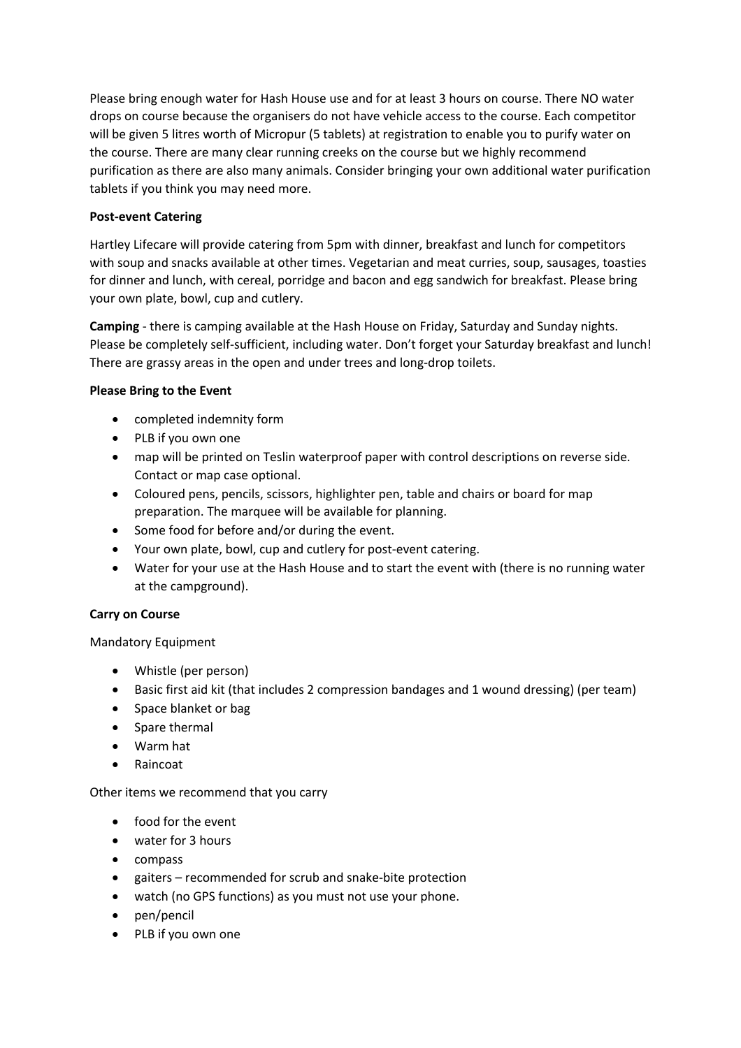Please bring enough water for Hash House use and for at least 3 hours on course. There NO water drops on course because the organisers do not have vehicle access to the course. Each competitor will be given 5 litres worth of Micropur (5 tablets) at registration to enable you to purify water on the course. There are many clear running creeks on the course but we highly recommend purification as there are also many animals. Consider bringing your own additional water purification tablets if you think you may need more.

**Post-event Catering**

Hartley Lifecare will provide catering from 5pm with dinner, breakfast and lunch for competitors with soup and snacks available at other times. Vegetarian and meat curries, soup, sausages, toasties for dinner and lunch, with cereal, porridge and bacon and egg sandwich for breakfast. Please bring your own plate, bowl, cup and cutlery.

**Camping** - there is camping available at the Hash House on Friday, Saturday and Sunday nights. Please be completely self-sufficient, including water. Don't forget your Saturday breakfast and lunch! There are grassy areas in the open and under trees and long-drop toilets.

**Please Bring to the Event**

- completed indemnity form
- PLB if you own one
- map will be printed on Teslin waterproof paper with control descriptions on reverse side. Contact or map case optional.
- Coloured pens, pencils, scissors, highlighter pen, table and chairs or board for map preparation. The marquee will be available for planning.
- Some food for before and/or during the event.
- Your own plate, bowl, cup and cutlery for post-event catering.
- Water for your use at the Hash House and to start the event with (there is no running water at the campground).

**Carry on Course**

Mandatory Equipment

- Whistle (per person)
- Basic first aid kit (that includes 2 compression bandages and 1 wound dressing) (per team)
- Space blanket or bag
- Spare thermal
- Warm hat
- Raincoat

Other items we recommend that you carry

- food for the event
- water for 3 hours
- compass
- gaiters – recommended for scrub and snake-bite protection
- watch (no GPS functions) as you must not use your phone.
- pen/pencil
- PLB if you own one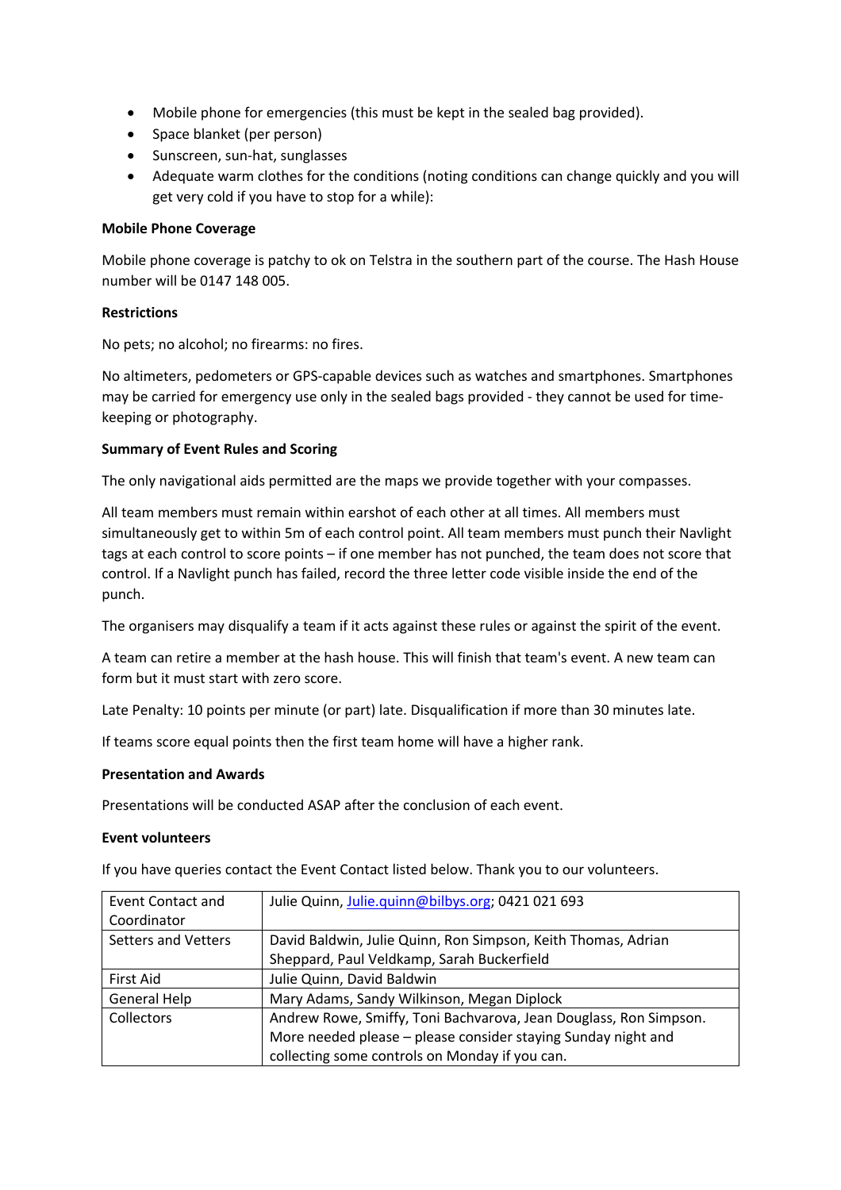- Mobile phone for emergencies (this must be kept in the sealed bag provided).
- Space blanket (per person)
- Sunscreen, sun-hat, sunglasses
- Adequate warm clothes for the conditions (noting conditions can change quickly and you will get very cold if you have to stop for a while):

**Mobile Phone Coverage**

Mobile phone coverage is patchy to ok on Telstra in the southern part of the course. The Hash House number will be 0147 148 005.

**Restrictions**

No pets; no alcohol; no firearms: no fires.

No altimeters, pedometers or GPS-capable devices such as watches and smartphones. Smartphones may be carried for emergency use only in the sealed bags provided - they cannot be used for time-keeping or photography.

**Summary of Event Rules and Scoring**

The only navigational aids permitted are the maps we provide together with your compasses.

All team members must remain within earshot of each other at all times. All members must simultaneously get to within 5m of each control point. All team members must punch their Navlight tags at each control to score points – if one member has not punched, the team does not score that control. If a Navlight punch has failed, record the three letter code visible inside the end of the punch.

The organisers may disqualify a team if it acts against these rules or against the spirit of the event.

A team can retire a member at the hash house. This will finish that team's event. A new team can form but it must start with zero score.

Late Penalty: 10 points per minute (or part) late. Disqualification if more than 30 minutes late.

If teams score equal points then the first team home will have a higher rank.

**Presentation and Awards**

Presentations will be conducted ASAP after the conclusion of each event.

**Event volunteers**

If you have queries contact the Event Contact listed below. Thank you to our volunteers.

| | |
|---|---|
| Event Contact and Coordinator | Julie Quinn, Julie.quinn@bilbys.org; 0421 021 693 |
| Setters and Vetters | David Baldwin, Julie Quinn, Ron Simpson, Keith Thomas, Adrian Sheppard, Paul Veldkamp, Sarah Buckerfield |
| First Aid | Julie Quinn, David Baldwin |
| General Help | Mary Adams, Sandy Wilkinson, Megan Diplock |
| Collectors | Andrew Rowe, Smiffy, Toni Bachvarova, Jean Douglass, Ron Simpson. More needed please – please consider staying Sunday night and collecting some controls on Monday if you can. |